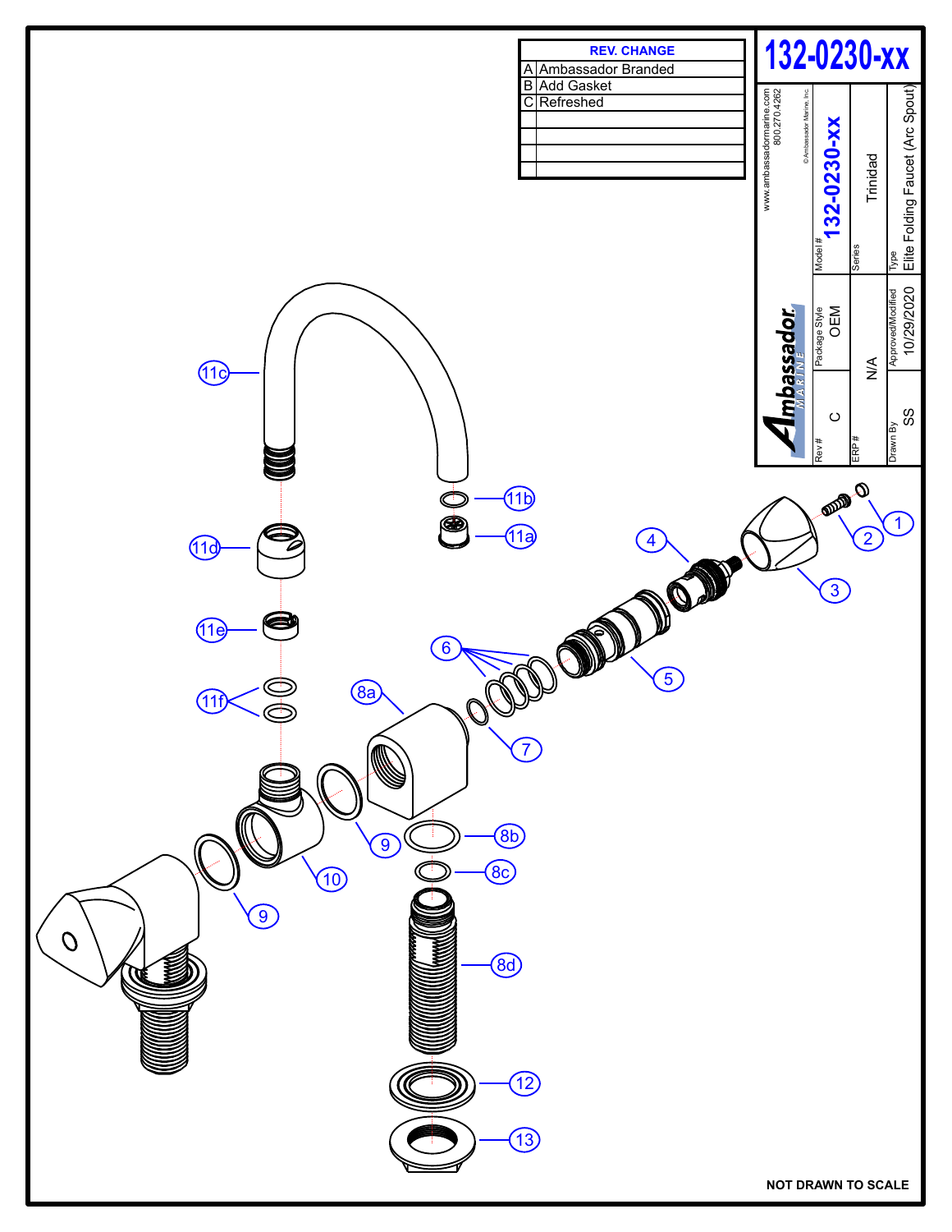# 132-0230-xx

| REV. | CHANGE |
|---|---|
| A | Ambassador Branded |
| B | Add Gasket |
| C | Refreshed |

www.ambassadormarine.com
800.270.4262

© Ambassador Marine, Inc.

Ambassador MARINE

| Model # | 132-0230-xx |
|---|---|
| Series | Trinidad |
| Type | Elite Folding Faucet (Arc Spout) |
| Package Style | OEM |
| Approved/Modified | 10/29/2020 |
| Rev # | C |
| ERP # | N/A |
| Drawn By | SS |

1
2
3
4
5
6
7
8a
8b
8c
8d
9
9
10
11a
11b
11c
11d
11e
11f
12
13

NOT DRAWN TO SCALE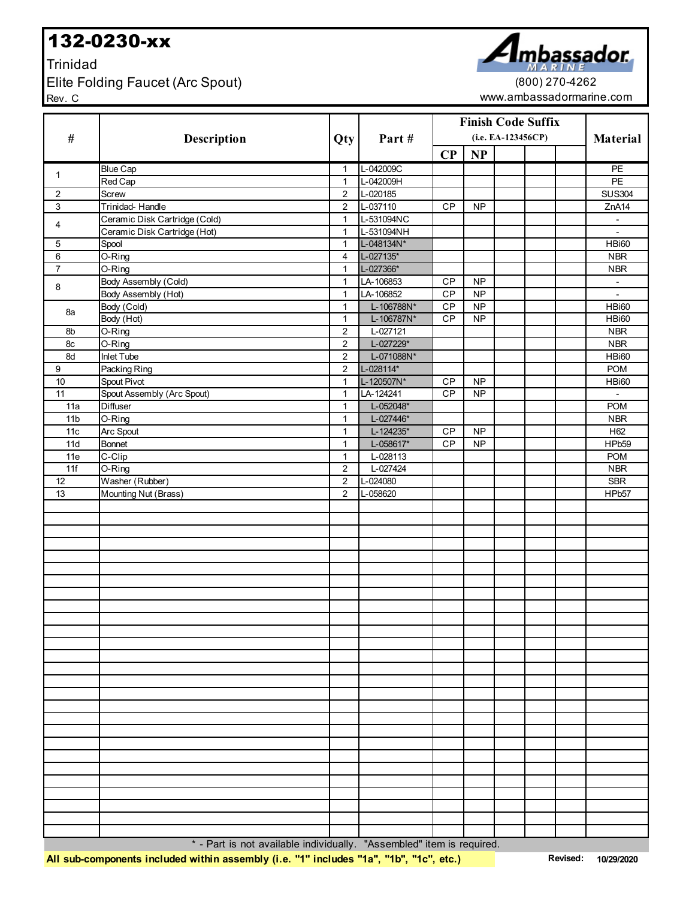# 132-0230-xx

Trinidad

Elite Folding Faucet (Arc Spout)

Rev. C

Ambassador Marine

(800) 270-4262

www.ambassadormarine.com

| # | Description | Qty | Part # | Finish Code Suffix (i.e. EA-123456CP) | | | | | Material |
|---|---|---|---|---|---|---|---|---|---|
| | | | | CP | NP | | | | |
| 1 | Blue Cap | 1 | L-042009C | | | | | | PE |
| | Red Cap | 1 | L-042009H | | | | | | PE |
| 2 | Screw | 2 | L-020185 | | | | | | SUS304 |
| 3 | Trinidad- Handle | 2 | L-037110 | CP | NP | | | | ZnA14 |
| 4 | Ceramic Disk Cartridge (Cold) | 1 | L-531094NC | | | | | | - |
| | Ceramic Disk Cartridge (Hot) | 1 | L-531094NH | | | | | | - |
| 5 | Spool | 1 | L-048134N* | | | | | | HBi60 |
| 6 | O-Ring | 4 | L-027135* | | | | | | NBR |
| 7 | O-Ring | 1 | L-027366* | | | | | | NBR |
| 8 | Body Assembly (Cold) | 1 | LA-106853 | CP | NP | | | | - |
| | Body Assembly (Hot) | 1 | LA-106852 | CP | NP | | | | - |
| 8a | Body (Cold) | 1 | L-106788N* | CP | NP | | | | HBi60 |
| | Body (Hot) | 1 | L-106787N* | CP | NP | | | | HBi60 |
| 8b | O-Ring | 2 | L-027121 | | | | | | NBR |
| 8c | O-Ring | 2 | L-027229* | | | | | | NBR |
| 8d | Inlet Tube | 2 | L-071088N* | | | | | | HBi60 |
| 9 | Packing Ring | 2 | L-028114* | | | | | | POM |
| 10 | Spout Pivot | 1 | L-120507N* | CP | NP | | | | HBi60 |
| 11 | Spout Assembly (Arc Spout) | 1 | LA-124241 | CP | NP | | | | - |
| 11a | Diffuser | 1 | L-052048* | | | | | | POM |
| 11b | O-Ring | 1 | L-027446* | | | | | | NBR |
| 11c | Arc Spout | 1 | L-124235* | CP | NP | | | | H62 |
| 11d | Bonnet | 1 | L-058617* | CP | NP | | | | HPb59 |
| 11e | C-Clip | 1 | L-028113 | | | | | | POM |
| 11f | O-Ring | 2 | L-027424 | | | | | | NBR |
| 12 | Washer (Rubber) | 2 | L-024080 | | | | | | SBR |
| 13 | Mounting Nut (Brass) | 2 | L-058620 | | | | | | HPb57 |

* - Part is not available individually. "Assembled" item is required.

**All sub-components included within assembly (i.e. "1" includes "1a", "1b", "1c", etc.)**

Revised: 10/29/2020